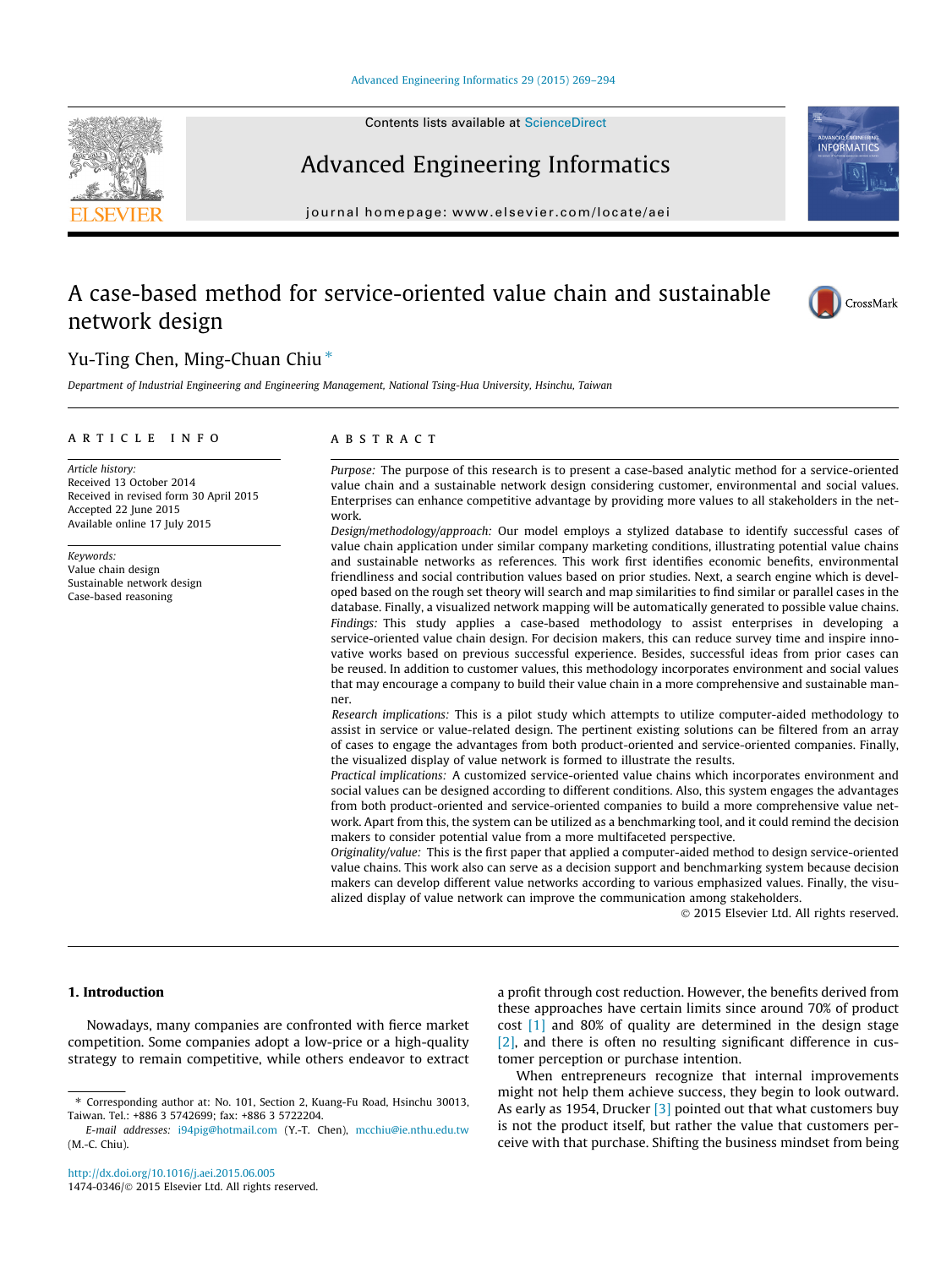# A case-based method for service-oriented value chain and sustainable network design

Yu-Ting Chen, Ming-Chuan Chiu *

Department of Industrial Engineering and Engineering Management, National Tsing-Hua University, Hsinchu, Taiwan

## ARTICLE INFO

*Article history:*
Received 13 October 2014
Received in revised form 30 April 2015
Accepted 22 June 2015
Available online 17 July 2015

*Keywords:*
Value chain design
Sustainable network design
Case-based reasoning

## ABSTRACT

*Purpose:* The purpose of this research is to present a case-based analytic method for a service-oriented value chain and a sustainable network design considering customer, environmental and social values. Enterprises can enhance competitive advantage by providing more values to all stakeholders in the network.

*Design/methodology/approach:* Our model employs a stylized database to identify successful cases of value chain application under similar company marketing conditions, illustrating potential value chains and sustainable networks as references. This work first identifies economic benefits, environmental friendliness and social contribution values based on prior studies. Next, a search engine which is developed based on the rough set theory will search and map similarities to find similar or parallel cases in the database. Finally, a visualized network mapping will be automatically generated to possible value chains.

*Findings:* This study applies a case-based methodology to assist enterprises in developing a service-oriented value chain design. For decision makers, this can reduce survey time and inspire innovative works based on previous successful experience. Besides, successful ideas from prior cases can be reused. In addition to customer values, this methodology incorporates environment and social values that may encourage a company to build their value chain in a more comprehensive and sustainable manner.

*Research implications:* This is a pilot study which attempts to utilize computer-aided methodology to assist in service or value-related design. The pertinent existing solutions can be filtered from an array of cases to engage the advantages from both product-oriented and service-oriented companies. Finally, the visualized display of value network is formed to illustrate the results.

*Practical implications:* A customized service-oriented value chains which incorporates environment and social values can be designed according to different conditions. Also, this system engages the advantages from both product-oriented and service-oriented companies to build a more comprehensive value network. Apart from this, the system can be utilized as a benchmarking tool, and it could remind the decision makers to consider potential value from a more multifaceted perspective.

*Originality/value:* This is the first paper that applied a computer-aided method to design service-oriented value chains. This work also can serve as a decision support and benchmarking system because decision makers can develop different value networks according to various emphasized values. Finally, the visualized display of value network can improve the communication among stakeholders.

© 2015 Elsevier Ltd. All rights reserved.

## 1. Introduction

Nowadays, many companies are confronted with fierce market competition. Some companies adopt a low-price or a high-quality strategy to remain competitive, while others endeavor to extract a profit through cost reduction. However, the benefits derived from these approaches have certain limits since around 70% of product cost [1] and 80% of quality are determined in the design stage [2], and there is often no resulting significant difference in customer perception or purchase intention.

When entrepreneurs recognize that internal improvements might not help them achieve success, they begin to look outward. As early as 1954, Drucker [3] pointed out that what customers buy is not the product itself, but rather the value that customers perceive with that purchase. Shifting the business mindset from being

---

* Corresponding author at: No. 101, Section 2, Kuang-Fu Road, Hsinchu 30013, Taiwan. Tel.: +886 3 5742699; fax: +886 3 5722204.

*E-mail addresses:* i94pig@hotmail.com (Y.-T. Chen), mcchiu@ie.nthu.edu.tw (M.-C. Chiu).

http://dx.doi.org/10.1016/j.aei.2015.06.005
1474-0346/© 2015 Elsevier Ltd. All rights reserved.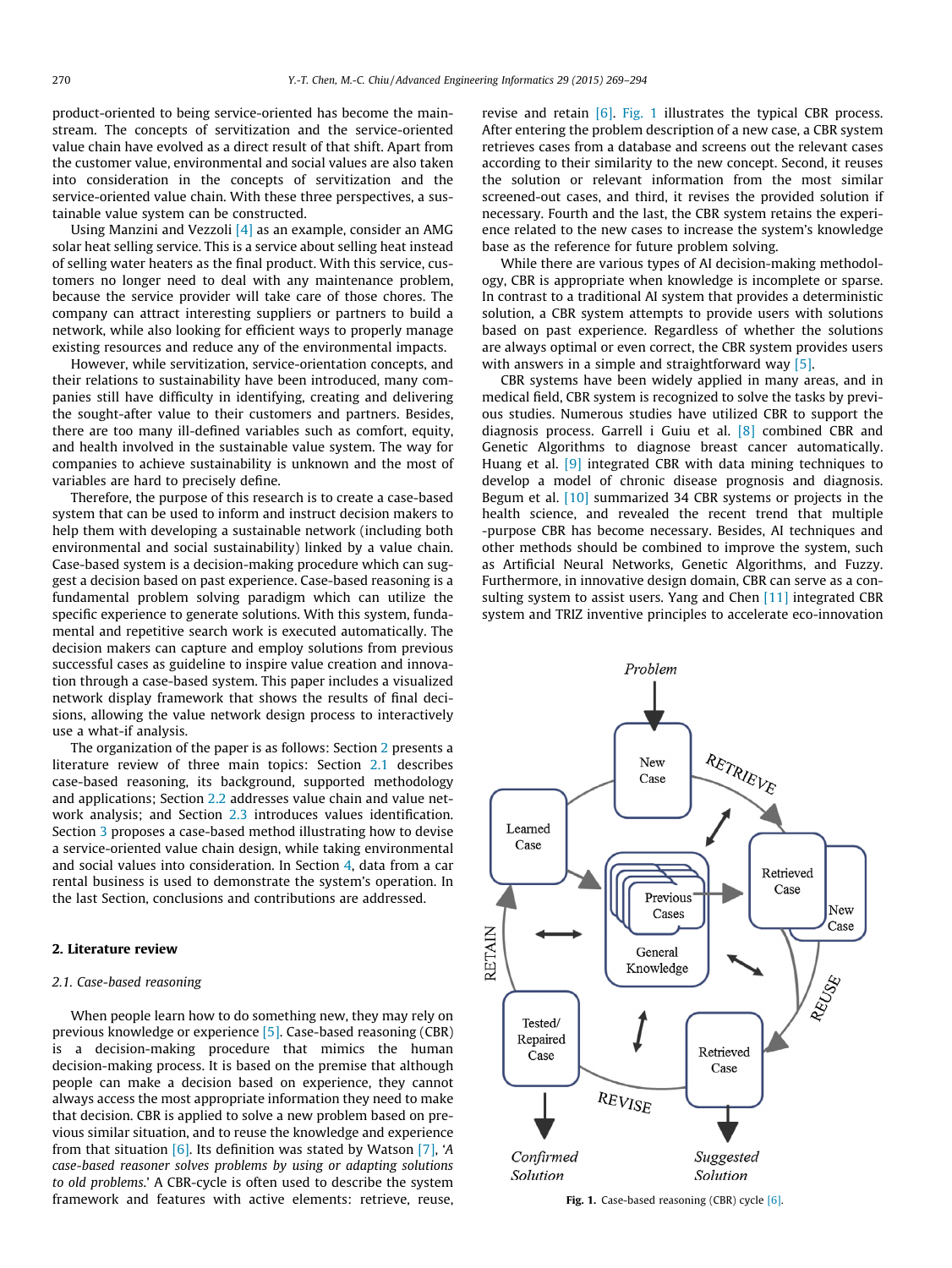product-oriented to being service-oriented has become the mainstream. The concepts of servitization and the service-oriented value chain have evolved as a direct result of that shift. Apart from the customer value, environmental and social values are also taken into consideration in the concepts of servitization and the service-oriented value chain. With these three perspectives, a sustainable value system can be constructed.

Using Manzini and Vezzoli [4] as an example, consider an AMG solar heat selling service. This is a service about selling heat instead of selling water heaters as the final product. With this service, customers no longer need to deal with any maintenance problem, because the service provider will take care of those chores. The company can attract interesting suppliers or partners to build a network, while also looking for efficient ways to properly manage existing resources and reduce any of the environmental impacts.

However, while servitization, service-orientation concepts, and their relations to sustainability have been introduced, many companies still have difficulty in identifying, creating and delivering the sought-after value to their customers and partners. Besides, there are too many ill-defined variables such as comfort, equity, and health involved in the sustainable value system. The way for companies to achieve sustainability is unknown and the most of variables are hard to precisely define.

Therefore, the purpose of this research is to create a case-based system that can be used to inform and instruct decision makers to help them with developing a sustainable network (including both environmental and social sustainability) linked by a value chain. Case-based system is a decision-making procedure which can suggest a decision based on past experience. Case-based reasoning is a fundamental problem solving paradigm which can utilize the specific experience to generate solutions. With this system, fundamental and repetitive search work is executed automatically. The decision makers can capture and employ solutions from previous successful cases as guideline to inspire value creation and innovation through a case-based system. This paper includes a visualized network display framework that shows the results of final decisions, allowing the value network design process to interactively use a what-if analysis.

The organization of the paper is as follows: Section 2 presents a literature review of three main topics: Section 2.1 describes case-based reasoning, its background, supported methodology and applications; Section 2.2 addresses value chain and value network analysis; and Section 2.3 introduces values identification. Section 3 proposes a case-based method illustrating how to devise a service-oriented value chain design, while taking environmental and social values into consideration. In Section 4, data from a car rental business is used to demonstrate the system's operation. In the last Section, conclusions and contributions are addressed.

## 2. Literature review

### 2.1. Case-based reasoning

When people learn how to do something new, they may rely on previous knowledge or experience [5]. Case-based reasoning (CBR) is a decision-making procedure that mimics the human decision-making process. It is based on the premise that although people can make a decision based on experience, they cannot always access the most appropriate information they need to make that decision. CBR is applied to solve a new problem based on previous similar situation, and to reuse the knowledge and experience from that situation [6]. Its definition was stated by Watson [7], '*A case-based reasoner solves problems by using or adapting solutions to old problems.*' A CBR-cycle is often used to describe the system framework and features with active elements: retrieve, reuse, revise and retain [6]. Fig. 1 illustrates the typical CBR process. After entering the problem description of a new case, a CBR system retrieves cases from a database and screens out the relevant cases according to their similarity to the new concept. Second, it reuses the solution or relevant information from the most similar screened-out cases, and third, it revises the provided solution if necessary. Fourth and the last, the CBR system retains the experience related to the new cases to increase the system's knowledge base as the reference for future problem solving.

While there are various types of AI decision-making methodology, CBR is appropriate when knowledge is incomplete or sparse. In contrast to a traditional AI system that provides a deterministic solution, a CBR system attempts to provide users with solutions based on past experience. Regardless of whether the solutions are always optimal or even correct, the CBR system provides users with answers in a simple and straightforward way [5].

CBR systems have been widely applied in many areas, and in medical field, CBR system is recognized to solve the tasks by previous studies. Numerous studies have utilized CBR to support the diagnosis process. Garrell i Guiu et al. [8] combined CBR and Genetic Algorithms to diagnose breast cancer automatically. Huang et al. [9] integrated CBR with data mining techniques to develop a model of chronic disease prognosis and diagnosis. Begum et al. [10] summarized 34 CBR systems or projects in the health science, and revealed the recent trend that multiple -purpose CBR has become necessary. Besides, AI techniques and other methods should be combined to improve the system, such as Artificial Neural Networks, Genetic Algorithms, and Fuzzy. Furthermore, in innovative design domain, CBR can serve as a consulting system to assist users. Yang and Chen [11] integrated CBR system and TRIZ inventive principles to accelerate eco-innovation

Problem
New Case
RETRIEVE
Learned Case
Previous Cases
General Knowledge
Retrieved Case
New Case
RETAIN
REUSE
Tested/ Repaired Case
Retrieved Case
REVISE
Confirmed Solution
Suggested Solution

Fig. 1. Case-based reasoning (CBR) cycle [6].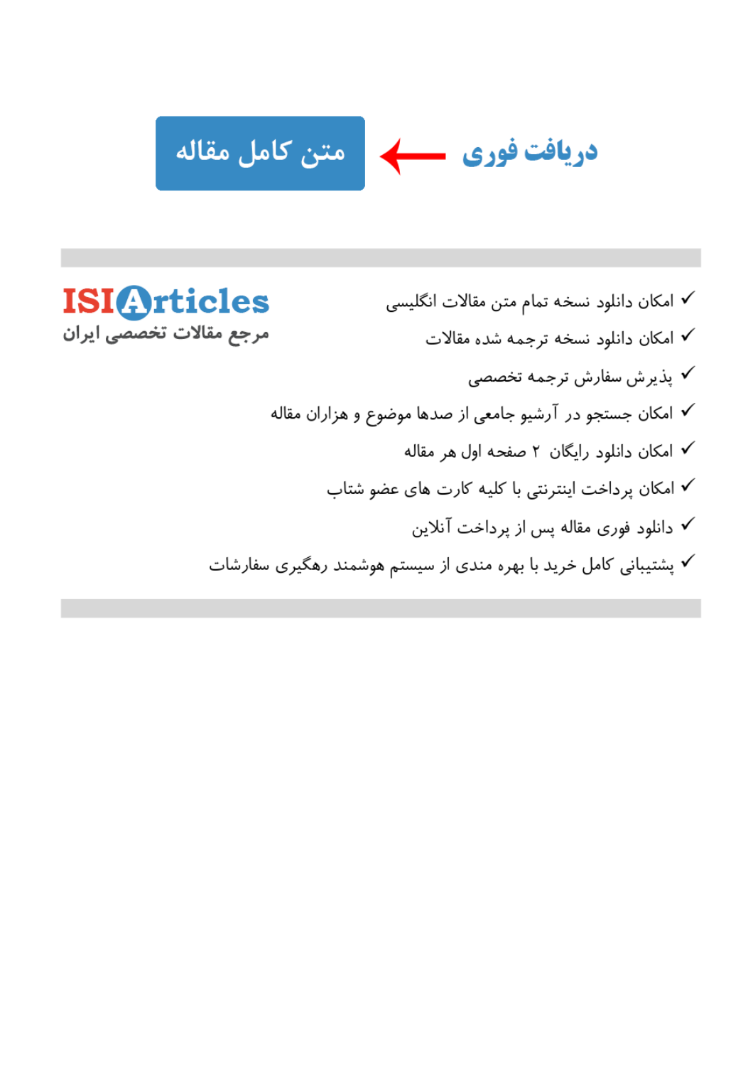دریافت فوری ← **متن کامل مقاله**

**ISIArticles**
مرجع مقالات تخصصی ایران

- ✓ امکان دانلود نسخه تمام متن مقالات انگلیسی
- ✓ امکان دانلود نسخه ترجمه شده مقالات
- ✓ پذیرش سفارش ترجمه تخصصی
- ✓ امکان جستجو در آرشیو جامعی از صدها موضوع و هزاران مقاله
- ✓ امکان دانلود رایگان ۲ صفحه اول هر مقاله
- ✓ امکان پرداخت اینترنتی با کلیه کارت های عضو شتاب
- ✓ دانلود فوری مقاله پس از پرداخت آنلاین
- ✓ پشتیبانی کامل خرید با بهره مندی از سیستم هوشمند رهگیری سفارشات